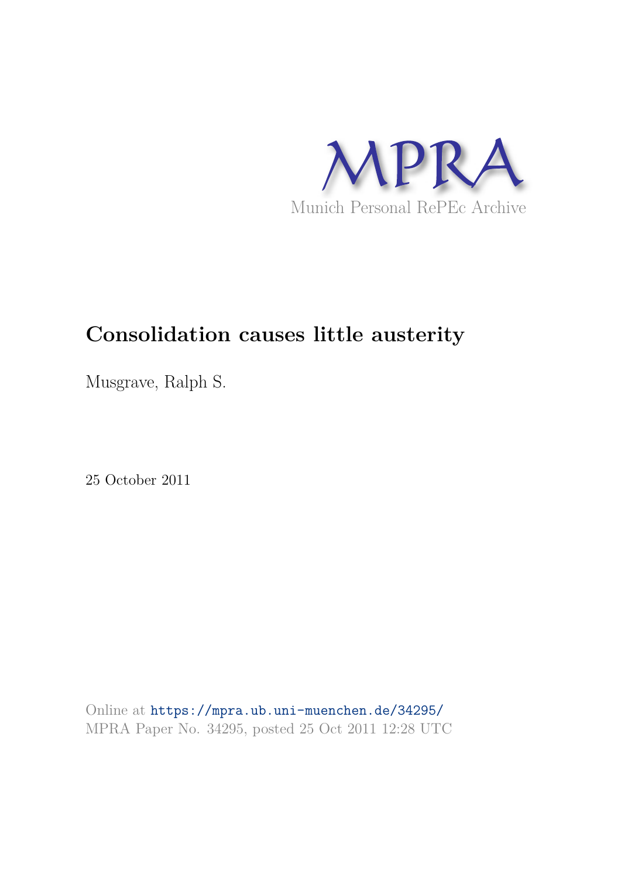MPRA

Munich Personal RePEc Archive

# Consolidation causes little austerity

Musgrave, Ralph S.

25 October 2011

Online at https://mpra.ub.uni-muenchen.de/34295/
MPRA Paper No. 34295, posted 25 Oct 2011 12:28 UTC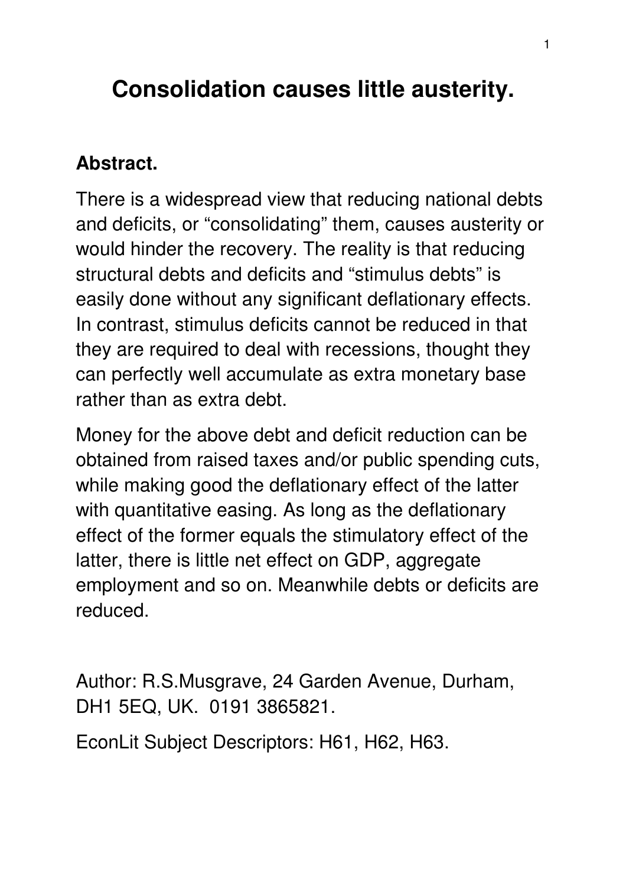# Consolidation causes little austerity.

**Abstract.**

There is a widespread view that reducing national debts and deficits, or "consolidating" them, causes austerity or would hinder the recovery. The reality is that reducing structural debts and deficits and "stimulus debts" is easily done without any significant deflationary effects. In contrast, stimulus deficits cannot be reduced in that they are required to deal with recessions, thought they can perfectly well accumulate as extra monetary base rather than as extra debt.

Money for the above debt and deficit reduction can be obtained from raised taxes and/or public spending cuts, while making good the deflationary effect of the latter with quantitative easing. As long as the deflationary effect of the former equals the stimulatory effect of the latter, there is little net effect on GDP, aggregate employment and so on. Meanwhile debts or deficits are reduced.

Author: R.S.Musgrave, 24 Garden Avenue, Durham, DH1 5EQ, UK. 0191 3865821.

EconLit Subject Descriptors: H61, H62, H63.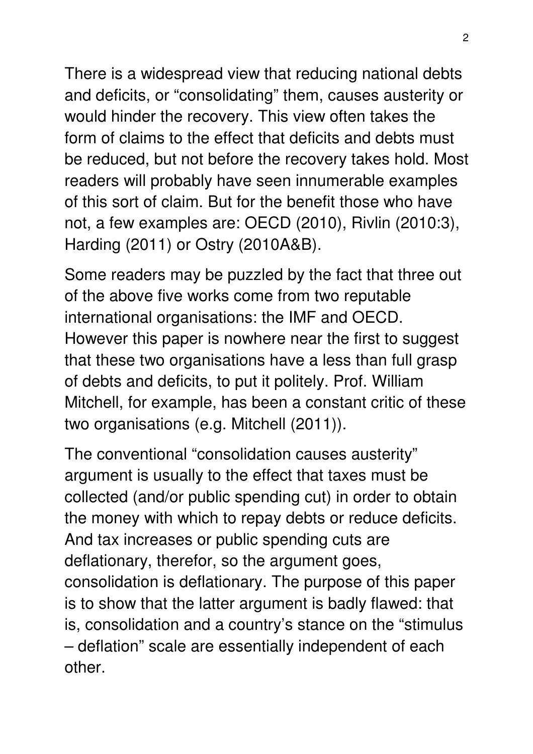There is a widespread view that reducing national debts and deficits, or "consolidating" them, causes austerity or would hinder the recovery. This view often takes the form of claims to the effect that deficits and debts must be reduced, but not before the recovery takes hold. Most readers will probably have seen innumerable examples of this sort of claim. But for the benefit those who have not, a few examples are: OECD (2010), Rivlin (2010:3), Harding (2011) or Ostry (2010A&B).

Some readers may be puzzled by the fact that three out of the above five works come from two reputable international organisations: the IMF and OECD. However this paper is nowhere near the first to suggest that these two organisations have a less than full grasp of debts and deficits, to put it politely. Prof. William Mitchell, for example, has been a constant critic of these two organisations (e.g. Mitchell (2011)).

The conventional "consolidation causes austerity" argument is usually to the effect that taxes must be collected (and/or public spending cut) in order to obtain the money with which to repay debts or reduce deficits. And tax increases or public spending cuts are deflationary, therefor, so the argument goes, consolidation is deflationary. The purpose of this paper is to show that the latter argument is badly flawed: that is, consolidation and a country's stance on the "stimulus – deflation" scale are essentially independent of each other.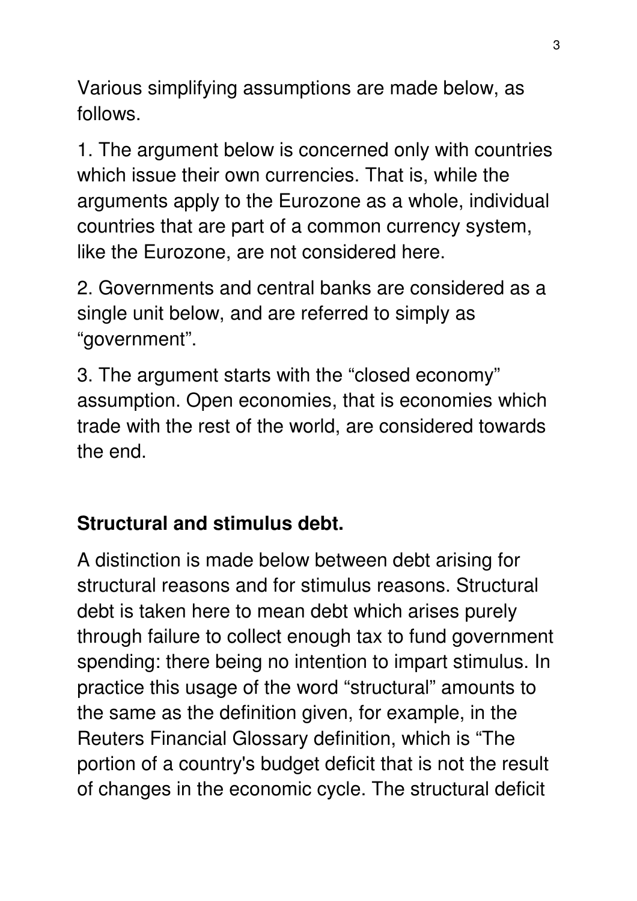Various simplifying assumptions are made below, as follows.

1. The argument below is concerned only with countries which issue their own currencies. That is, while the arguments apply to the Eurozone as a whole, individual countries that are part of a common currency system, like the Eurozone, are not considered here.

2. Governments and central banks are considered as a single unit below, and are referred to simply as "government".

3. The argument starts with the "closed economy" assumption. Open economies, that is economies which trade with the rest of the world, are considered towards the end.

## Structural and stimulus debt.

A distinction is made below between debt arising for structural reasons and for stimulus reasons. Structural debt is taken here to mean debt which arises purely through failure to collect enough tax to fund government spending: there being no intention to impart stimulus. In practice this usage of the word "structural" amounts to the same as the definition given, for example, in the Reuters Financial Glossary definition, which is "The portion of a country's budget deficit that is not the result of changes in the economic cycle. The structural deficit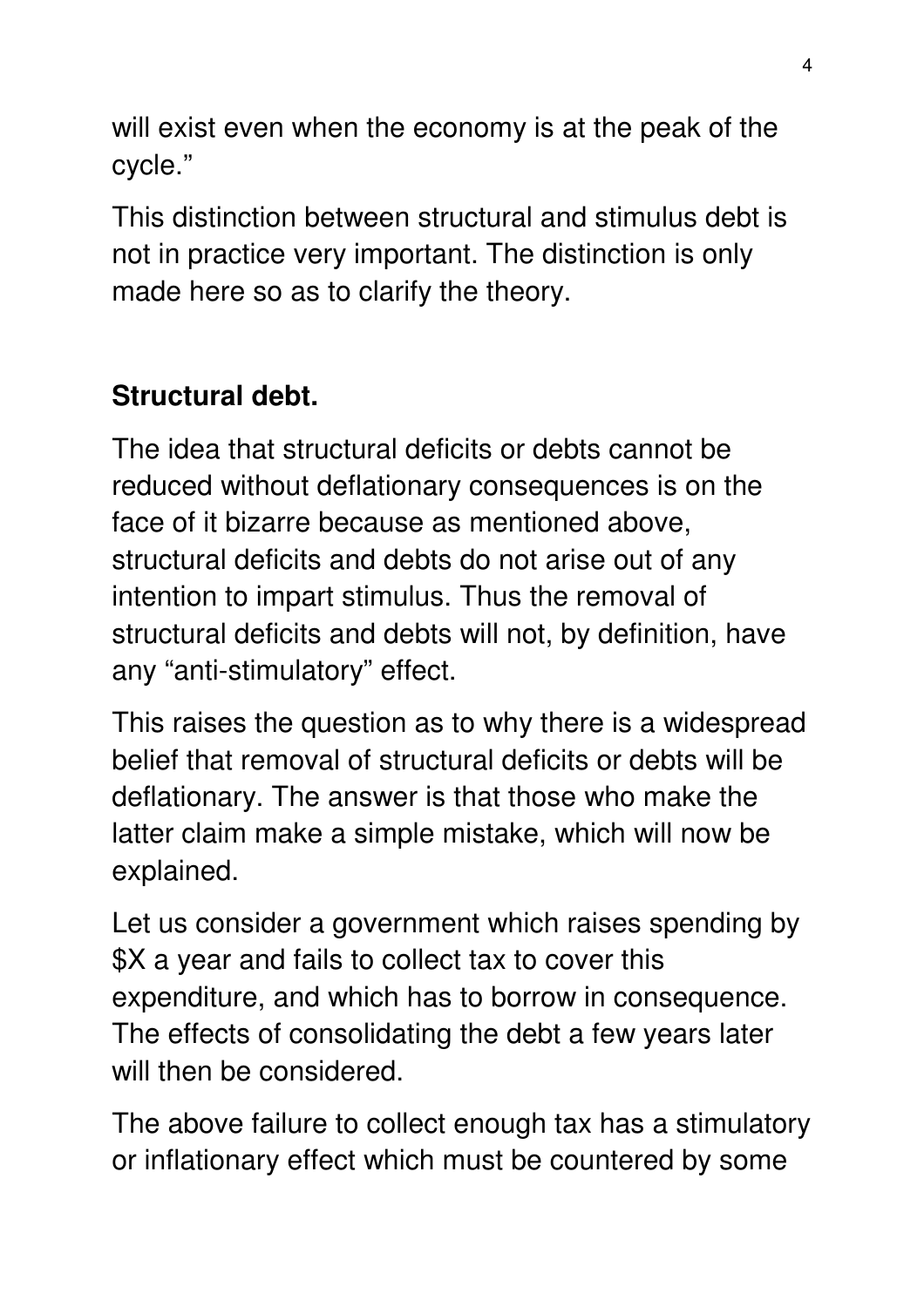will exist even when the economy is at the peak of the cycle."

This distinction between structural and stimulus debt is not in practice very important. The distinction is only made here so as to clarify the theory.

## Structural debt.

The idea that structural deficits or debts cannot be reduced without deflationary consequences is on the face of it bizarre because as mentioned above, structural deficits and debts do not arise out of any intention to impart stimulus. Thus the removal of structural deficits and debts will not, by definition, have any "anti-stimulatory" effect.

This raises the question as to why there is a widespread belief that removal of structural deficits or debts will be deflationary. The answer is that those who make the latter claim make a simple mistake, which will now be explained.

Let us consider a government which raises spending by $X a year and fails to collect tax to cover this expenditure, and which has to borrow in consequence. The effects of consolidating the debt a few years later will then be considered.

The above failure to collect enough tax has a stimulatory or inflationary effect which must be countered by some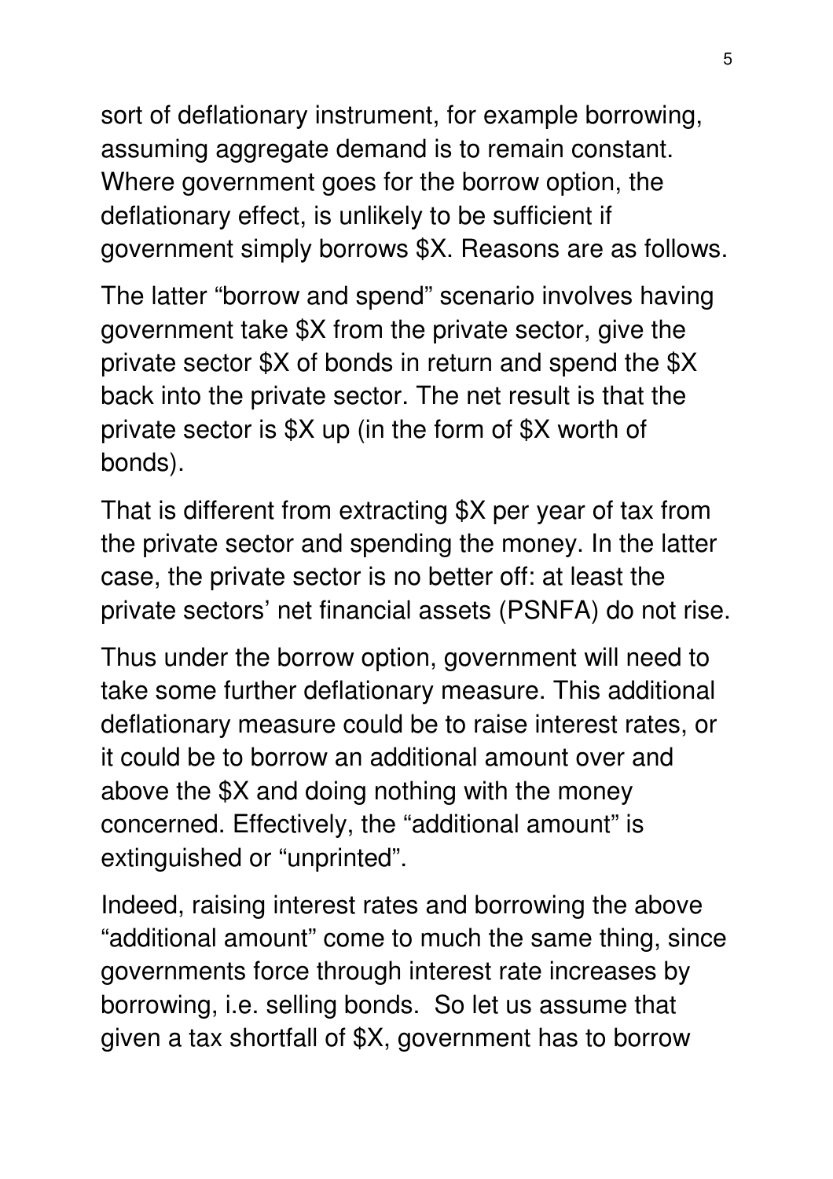sort of deflationary instrument, for example borrowing, assuming aggregate demand is to remain constant. Where government goes for the borrow option, the deflationary effect, is unlikely to be sufficient if government simply borrows $X. Reasons are as follows.

The latter "borrow and spend" scenario involves having government take $X from the private sector, give the private sector $X of bonds in return and spend the $X back into the private sector. The net result is that the private sector is $X up (in the form of $X worth of bonds).

That is different from extracting $X per year of tax from the private sector and spending the money. In the latter case, the private sector is no better off: at least the private sectors' net financial assets (PSNFA) do not rise.

Thus under the borrow option, government will need to take some further deflationary measure. This additional deflationary measure could be to raise interest rates, or it could be to borrow an additional amount over and above the $X and doing nothing with the money concerned. Effectively, the "additional amount" is extinguished or "unprinted".

Indeed, raising interest rates and borrowing the above "additional amount" come to much the same thing, since governments force through interest rate increases by borrowing, i.e. selling bonds. So let us assume that given a tax shortfall of $X, government has to borrow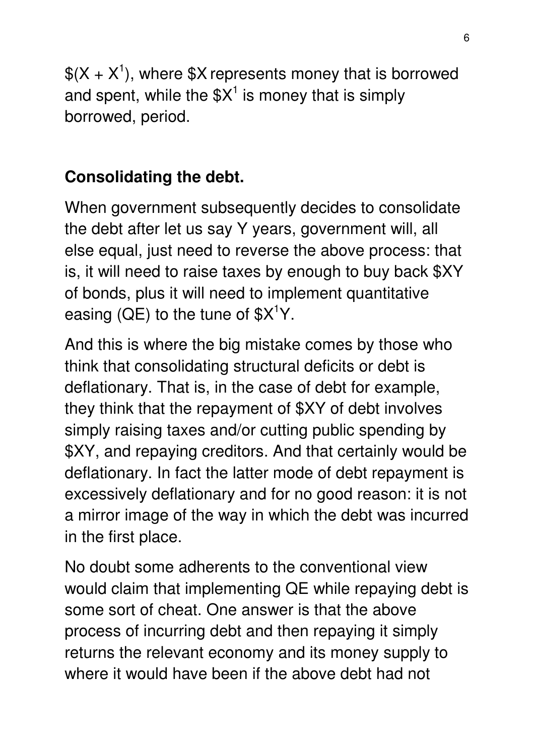$\$(X + X^1)$, where \$X represents money that is borrowed and spent, while the $\$X^1$ is money that is simply borrowed, period.

**Consolidating the debt.**

When government subsequently decides to consolidate the debt after let us say Y years, government will, all else equal, just need to reverse the above process: that is, it will need to raise taxes by enough to buy back \$XY of bonds, plus it will need to implement quantitative easing (QE) to the tune of $\$X^1Y$.

And this is where the big mistake comes by those who think that consolidating structural deficits or debt is deflationary. That is, in the case of debt for example, they think that the repayment of \$XY of debt involves simply raising taxes and/or cutting public spending by \$XY, and repaying creditors. And that certainly would be deflationary. In fact the latter mode of debt repayment is excessively deflationary and for no good reason: it is not a mirror image of the way in which the debt was incurred in the first place.

No doubt some adherents to the conventional view would claim that implementing QE while repaying debt is some sort of cheat. One answer is that the above process of incurring debt and then repaying it simply returns the relevant economy and its money supply to where it would have been if the above debt had not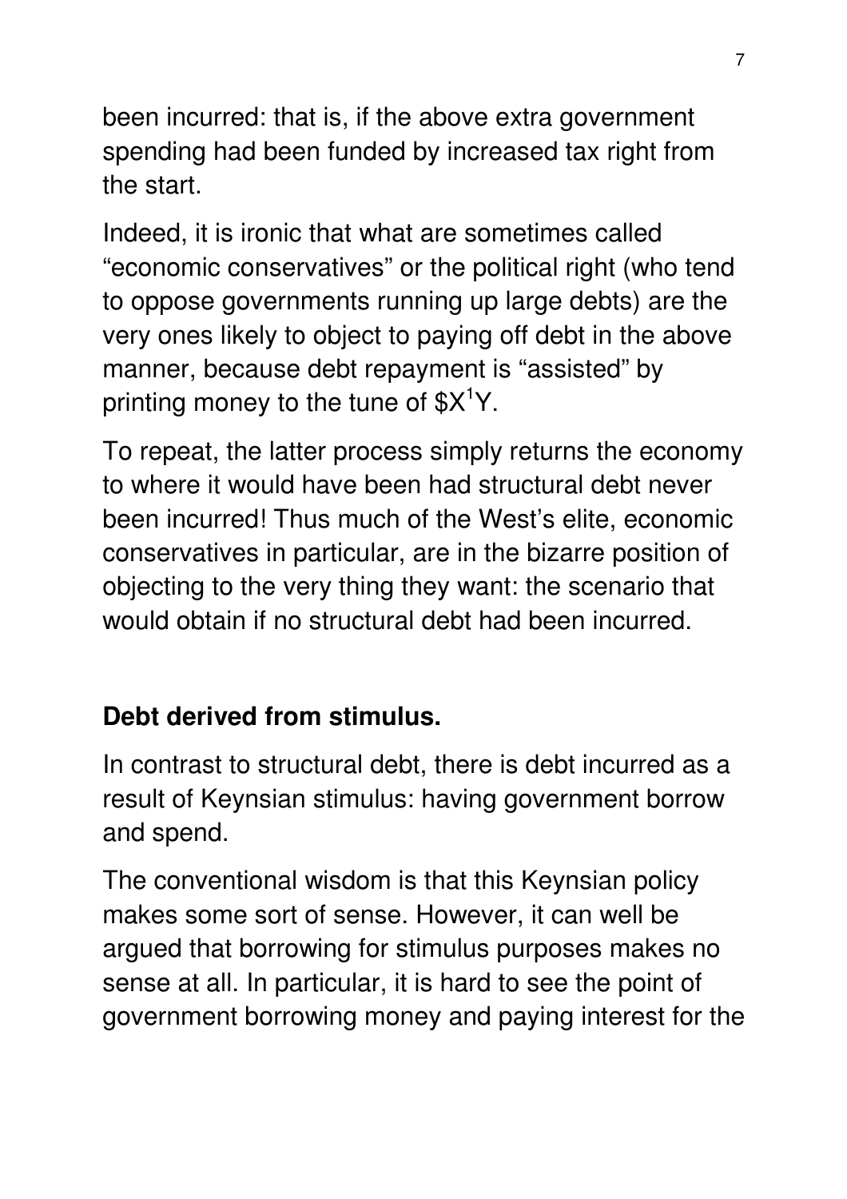been incurred: that is, if the above extra government spending had been funded by increased tax right from the start.

Indeed, it is ironic that what are sometimes called “economic conservatives” or the political right (who tend to oppose governments running up large debts) are the very ones likely to object to paying off debt in the above manner, because debt repayment is “assisted” by printing money to the tune of $\$X^1Y$.

To repeat, the latter process simply returns the economy to where it would have been had structural debt never been incurred! Thus much of the West’s elite, economic conservatives in particular, are in the bizarre position of objecting to the very thing they want: the scenario that would obtain if no structural debt had been incurred.

**Debt derived from stimulus.**

In contrast to structural debt, there is debt incurred as a result of Keynsian stimulus: having government borrow and spend.

The conventional wisdom is that this Keynsian policy makes some sort of sense. However, it can well be argued that borrowing for stimulus purposes makes no sense at all. In particular, it is hard to see the point of government borrowing money and paying interest for the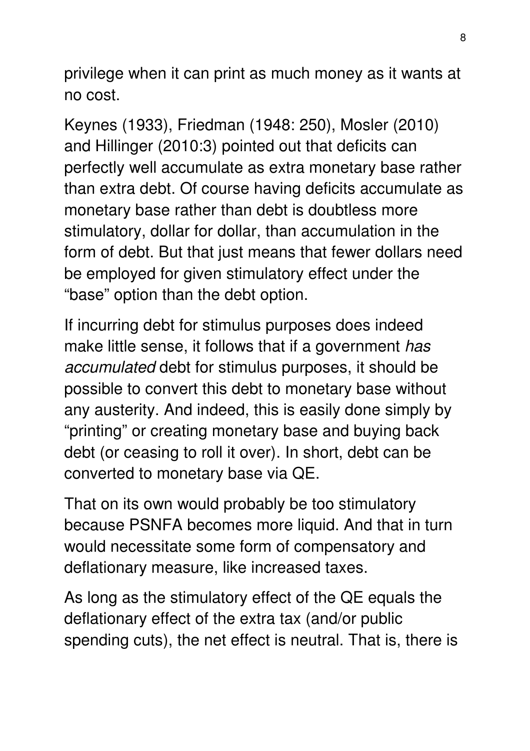privilege when it can print as much money as it wants at no cost.

Keynes (1933), Friedman (1948: 250), Mosler (2010) and Hillinger (2010:3) pointed out that deficits can perfectly well accumulate as extra monetary base rather than extra debt. Of course having deficits accumulate as monetary base rather than debt is doubtless more stimulatory, dollar for dollar, than accumulation in the form of debt. But that just means that fewer dollars need be employed for given stimulatory effect under the "base" option than the debt option.

If incurring debt for stimulus purposes does indeed make little sense, it follows that if a government *has accumulated* debt for stimulus purposes, it should be possible to convert this debt to monetary base without any austerity. And indeed, this is easily done simply by "printing" or creating monetary base and buying back debt (or ceasing to roll it over). In short, debt can be converted to monetary base via QE.

That on its own would probably be too stimulatory because PSNFA becomes more liquid. And that in turn would necessitate some form of compensatory and deflationary measure, like increased taxes.

As long as the stimulatory effect of the QE equals the deflationary effect of the extra tax (and/or public spending cuts), the net effect is neutral. That is, there is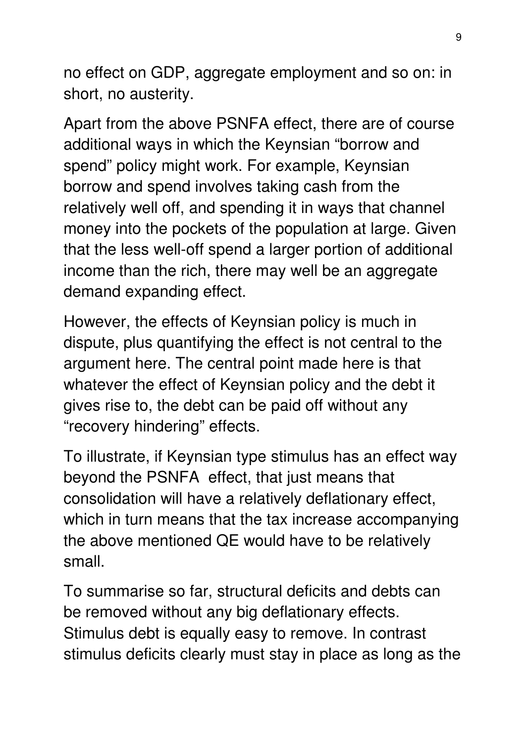no effect on GDP, aggregate employment and so on: in short, no austerity.

Apart from the above PSNFA effect, there are of course additional ways in which the Keynsian “borrow and spend” policy might work. For example, Keynsian borrow and spend involves taking cash from the relatively well off, and spending it in ways that channel money into the pockets of the population at large. Given that the less well-off spend a larger portion of additional income than the rich, there may well be an aggregate demand expanding effect.

However, the effects of Keynsian policy is much in dispute, plus quantifying the effect is not central to the argument here. The central point made here is that whatever the effect of Keynsian policy and the debt it gives rise to, the debt can be paid off without any “recovery hindering” effects.

To illustrate, if Keynsian type stimulus has an effect way beyond the PSNFA effect, that just means that consolidation will have a relatively deflationary effect, which in turn means that the tax increase accompanying the above mentioned QE would have to be relatively small.

To summarise so far, structural deficits and debts can be removed without any big deflationary effects. Stimulus debt is equally easy to remove. In contrast stimulus deficits clearly must stay in place as long as the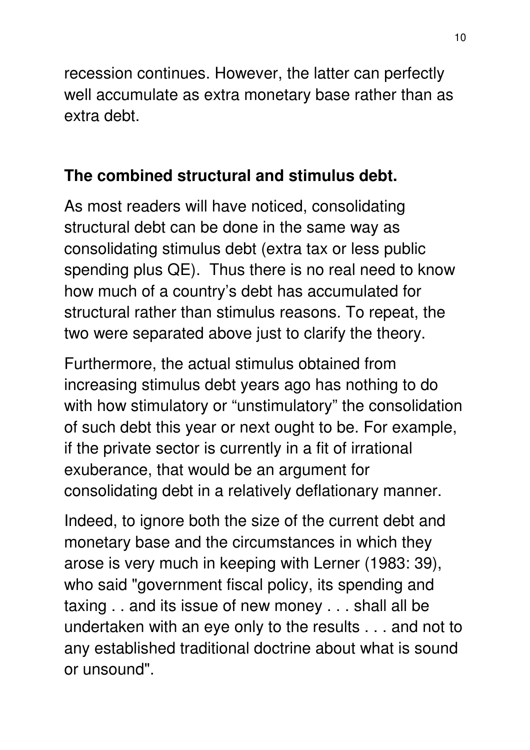recession continues. However, the latter can perfectly well accumulate as extra monetary base rather than as extra debt.

**The combined structural and stimulus debt.**

As most readers will have noticed, consolidating structural debt can be done in the same way as consolidating stimulus debt (extra tax or less public spending plus QE). Thus there is no real need to know how much of a country's debt has accumulated for structural rather than stimulus reasons. To repeat, the two were separated above just to clarify the theory.

Furthermore, the actual stimulus obtained from increasing stimulus debt years ago has nothing to do with how stimulatory or "unstimulatory" the consolidation of such debt this year or next ought to be. For example, if the private sector is currently in a fit of irrational exuberance, that would be an argument for consolidating debt in a relatively deflationary manner.

Indeed, to ignore both the size of the current debt and monetary base and the circumstances in which they arose is very much in keeping with Lerner (1983: 39), who said "government fiscal policy, its spending and taxing . . and its issue of new money . . . shall all be undertaken with an eye only to the results . . . and not to any established traditional doctrine about what is sound or unsound".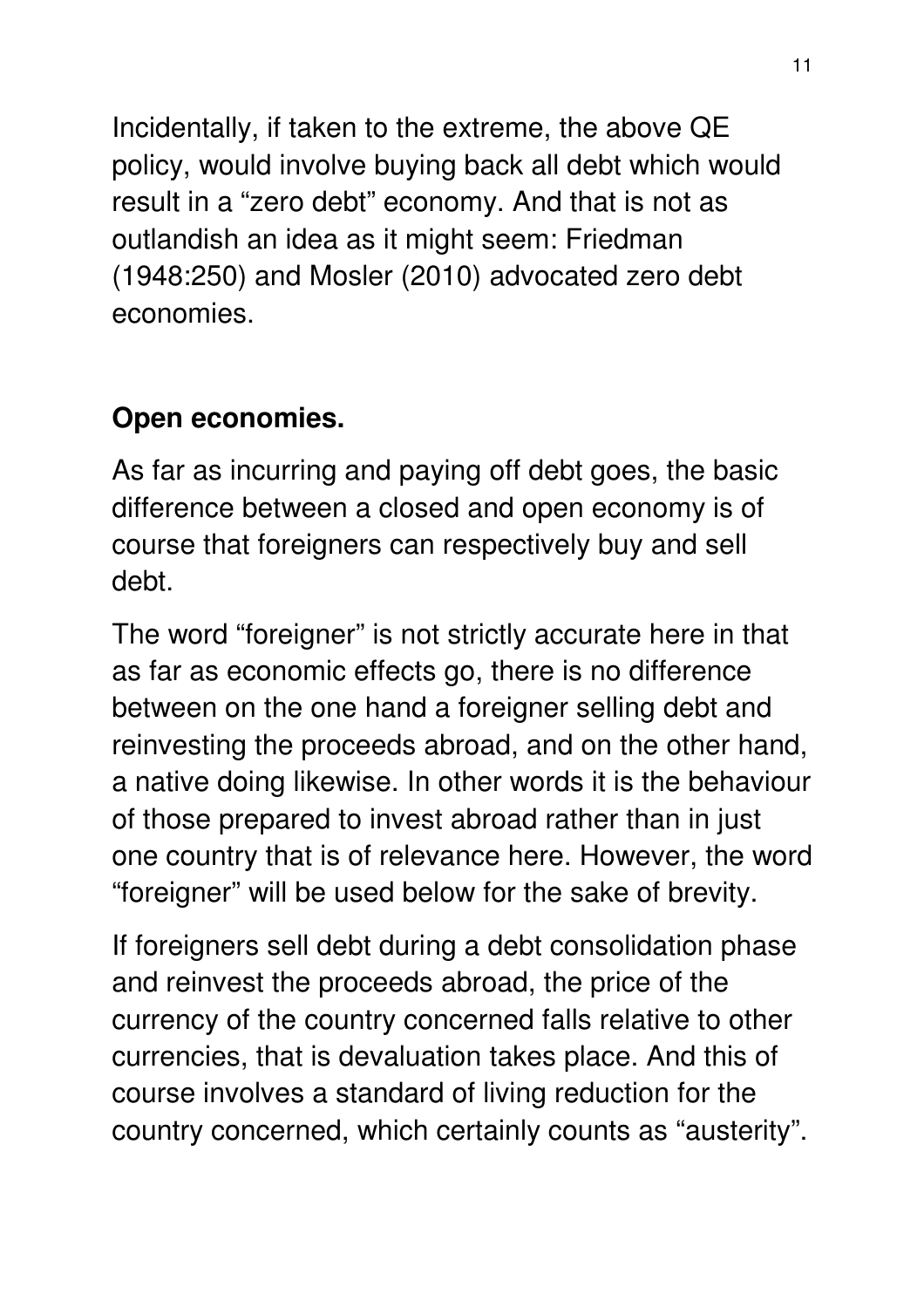Incidentally, if taken to the extreme, the above QE policy, would involve buying back all debt which would result in a "zero debt" economy. And that is not as outlandish an idea as it might seem: Friedman (1948:250) and Mosler (2010) advocated zero debt economies.

## Open economies.

As far as incurring and paying off debt goes, the basic difference between a closed and open economy is of course that foreigners can respectively buy and sell debt.

The word "foreigner" is not strictly accurate here in that as far as economic effects go, there is no difference between on the one hand a foreigner selling debt and reinvesting the proceeds abroad, and on the other hand, a native doing likewise. In other words it is the behaviour of those prepared to invest abroad rather than in just one country that is of relevance here. However, the word "foreigner" will be used below for the sake of brevity.

If foreigners sell debt during a debt consolidation phase and reinvest the proceeds abroad, the price of the currency of the country concerned falls relative to other currencies, that is devaluation takes place. And this of course involves a standard of living reduction for the country concerned, which certainly counts as "austerity".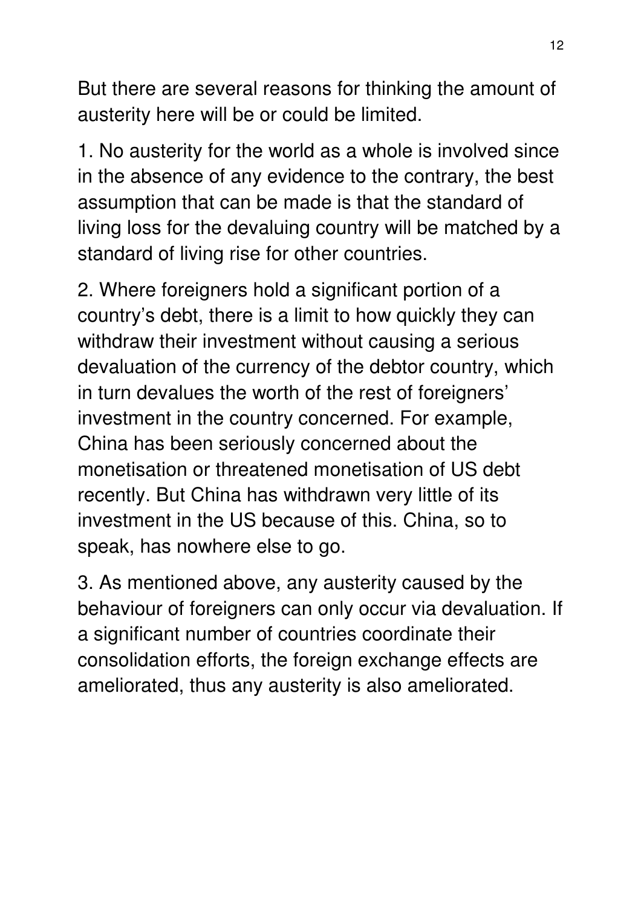But there are several reasons for thinking the amount of austerity here will be or could be limited.

1. No austerity for the world as a whole is involved since in the absence of any evidence to the contrary, the best assumption that can be made is that the standard of living loss for the devaluing country will be matched by a standard of living rise for other countries.

2. Where foreigners hold a significant portion of a country's debt, there is a limit to how quickly they can withdraw their investment without causing a serious devaluation of the currency of the debtor country, which in turn devalues the worth of the rest of foreigners' investment in the country concerned. For example, China has been seriously concerned about the monetisation or threatened monetisation of US debt recently. But China has withdrawn very little of its investment in the US because of this. China, so to speak, has nowhere else to go.

3. As mentioned above, any austerity caused by the behaviour of foreigners can only occur via devaluation. If a significant number of countries coordinate their consolidation efforts, the foreign exchange effects are ameliorated, thus any austerity is also ameliorated.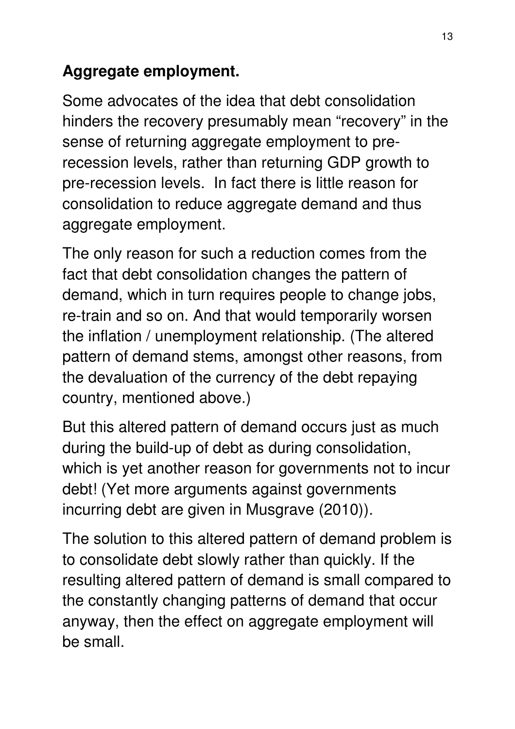**Aggregate employment.**

Some advocates of the idea that debt consolidation hinders the recovery presumably mean "recovery" in the sense of returning aggregate employment to pre-recession levels, rather than returning GDP growth to pre-recession levels. In fact there is little reason for consolidation to reduce aggregate demand and thus aggregate employment.

The only reason for such a reduction comes from the fact that debt consolidation changes the pattern of demand, which in turn requires people to change jobs, re-train and so on. And that would temporarily worsen the inflation / unemployment relationship. (The altered pattern of demand stems, amongst other reasons, from the devaluation of the currency of the debt repaying country, mentioned above.)

But this altered pattern of demand occurs just as much during the build-up of debt as during consolidation, which is yet another reason for governments not to incur debt! (Yet more arguments against governments incurring debt are given in Musgrave (2010)).

The solution to this altered pattern of demand problem is to consolidate debt slowly rather than quickly. If the resulting altered pattern of demand is small compared to the constantly changing patterns of demand that occur anyway, then the effect on aggregate employment will be small.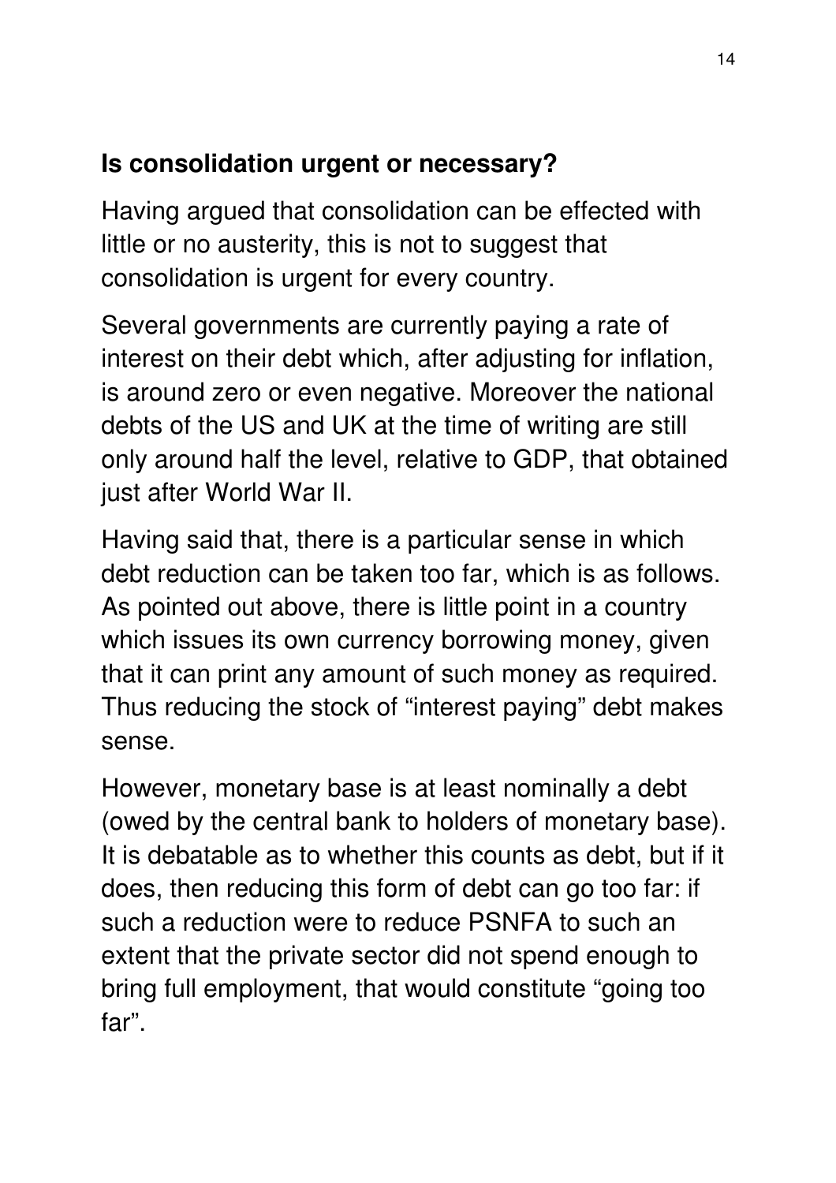## Is consolidation urgent or necessary?

Having argued that consolidation can be effected with little or no austerity, this is not to suggest that consolidation is urgent for every country.

Several governments are currently paying a rate of interest on their debt which, after adjusting for inflation, is around zero or even negative. Moreover the national debts of the US and UK at the time of writing are still only around half the level, relative to GDP, that obtained just after World War II.

Having said that, there is a particular sense in which debt reduction can be taken too far, which is as follows. As pointed out above, there is little point in a country which issues its own currency borrowing money, given that it can print any amount of such money as required. Thus reducing the stock of "interest paying" debt makes sense.

However, monetary base is at least nominally a debt (owed by the central bank to holders of monetary base). It is debatable as to whether this counts as debt, but if it does, then reducing this form of debt can go too far: if such a reduction were to reduce PSNFA to such an extent that the private sector did not spend enough to bring full employment, that would constitute "going too far".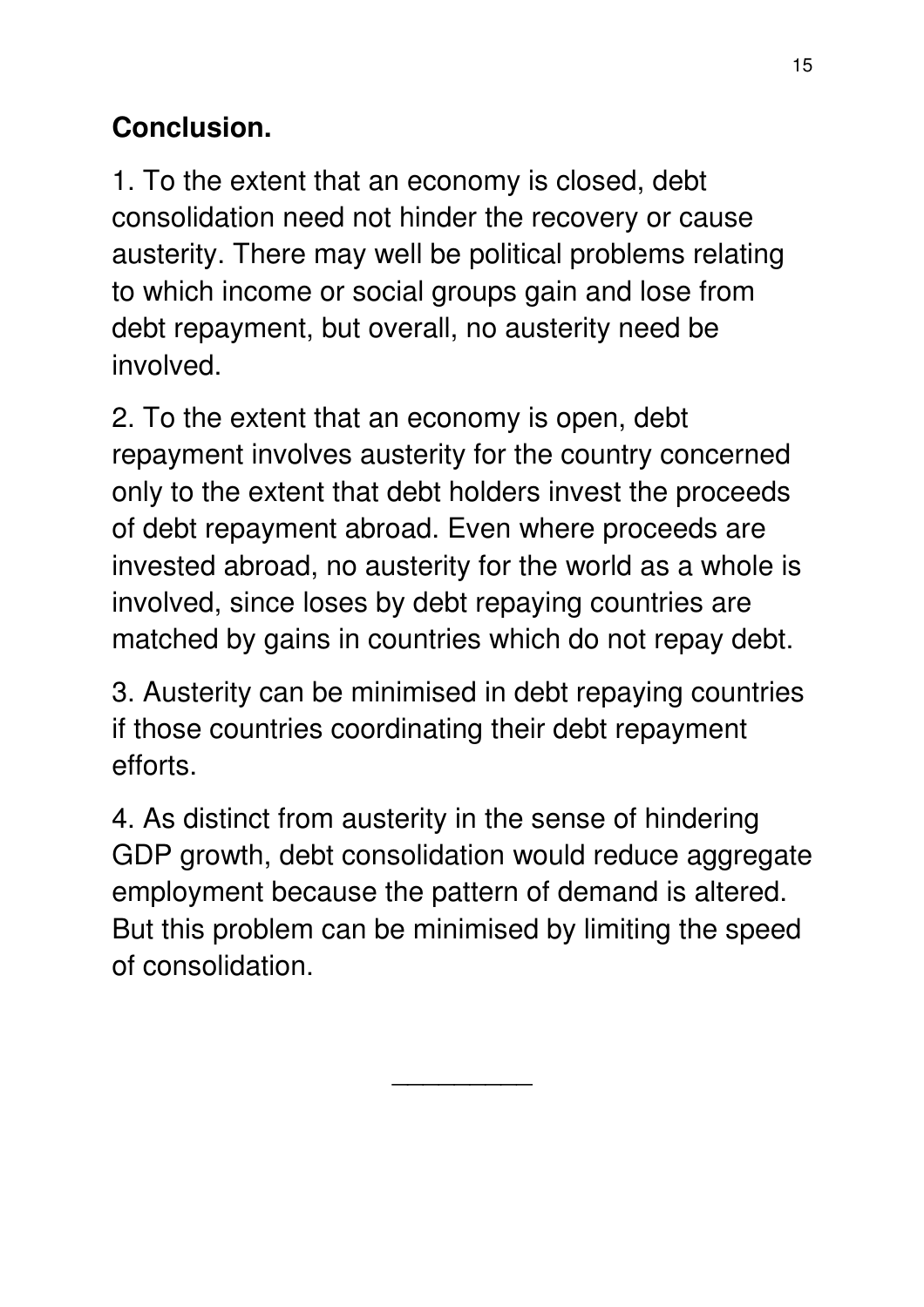## Conclusion.

1. To the extent that an economy is closed, debt consolidation need not hinder the recovery or cause austerity. There may well be political problems relating to which income or social groups gain and lose from debt repayment, but overall, no austerity need be involved.

2. To the extent that an economy is open, debt repayment involves austerity for the country concerned only to the extent that debt holders invest the proceeds of debt repayment abroad. Even where proceeds are invested abroad, no austerity for the world as a whole is involved, since loses by debt repaying countries are matched by gains in countries which do not repay debt.

3. Austerity can be minimised in debt repaying countries if those countries coordinating their debt repayment efforts.

4. As distinct from austerity in the sense of hindering GDP growth, debt consolidation would reduce aggregate employment because the pattern of demand is altered. But this problem can be minimised by limiting the speed of consolidation.

__________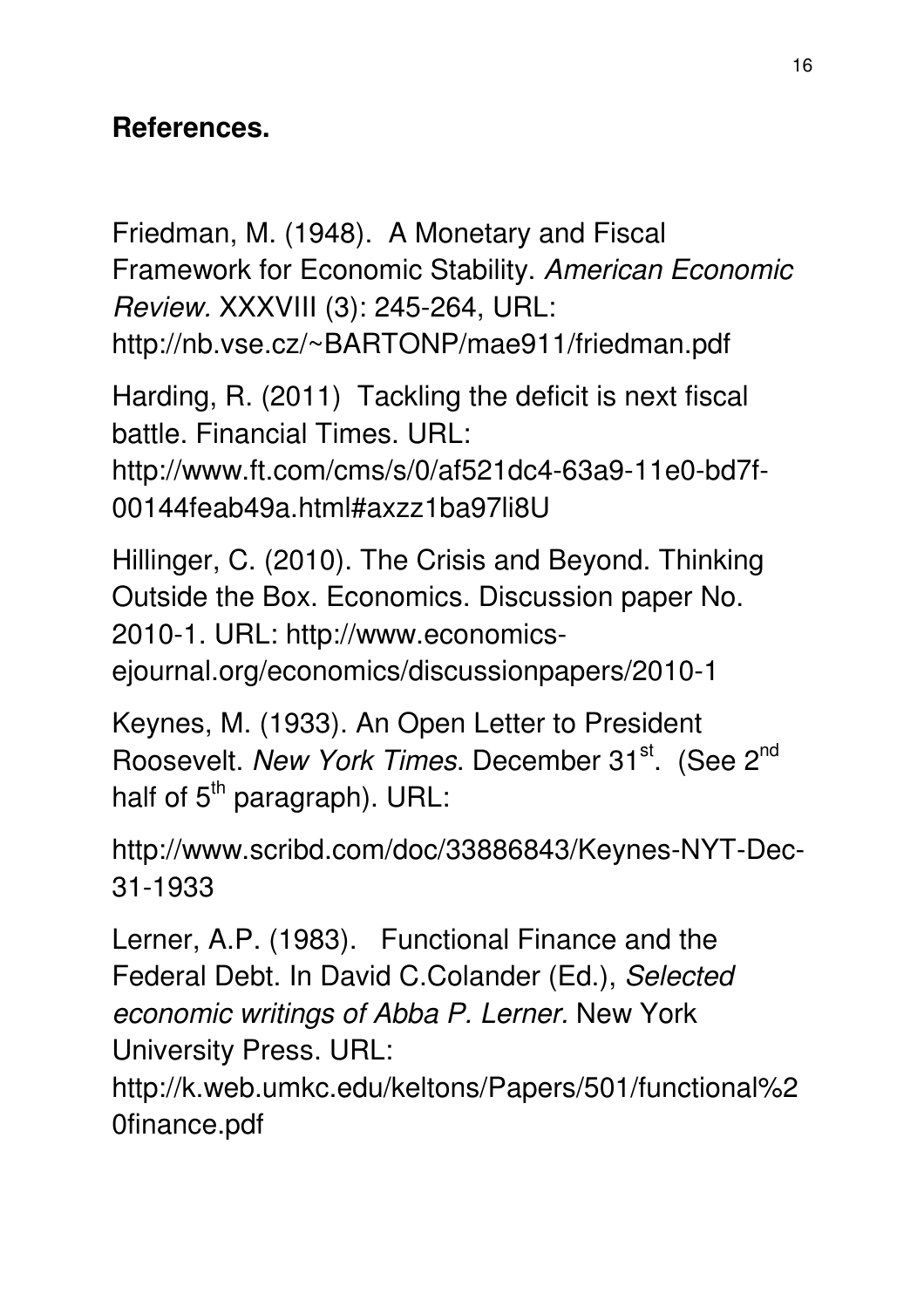## References.

Friedman, M. (1948). A Monetary and Fiscal Framework for Economic Stability. *American Economic Review.* XXXVIII (3): 245-264, URL: http://nb.vse.cz/~BARTONP/mae911/friedman.pdf

Harding, R. (2011) Tackling the deficit is next fiscal battle. Financial Times. URL: http://www.ft.com/cms/s/0/af521dc4-63a9-11e0-bd7f-00144feab49a.html#axzz1ba97li8U

Hillinger, C. (2010). The Crisis and Beyond. Thinking Outside the Box. Economics. Discussion paper No. 2010-1. URL: http://www.economics-ejournal.org/economics/discussionpapers/2010-1

Keynes, M. (1933). An Open Letter to President Roosevelt. *New York Times*. December 31st. (See 2nd half of 5th paragraph). URL:

http://www.scribd.com/doc/33886843/Keynes-NYT-Dec-31-1933

Lerner, A.P. (1983). Functional Finance and the Federal Debt. In David C.Colander (Ed.), *Selected economic writings of Abba P. Lerner.* New York University Press. URL: http://k.web.umkc.edu/keltons/Papers/501/functional%20finance.pdf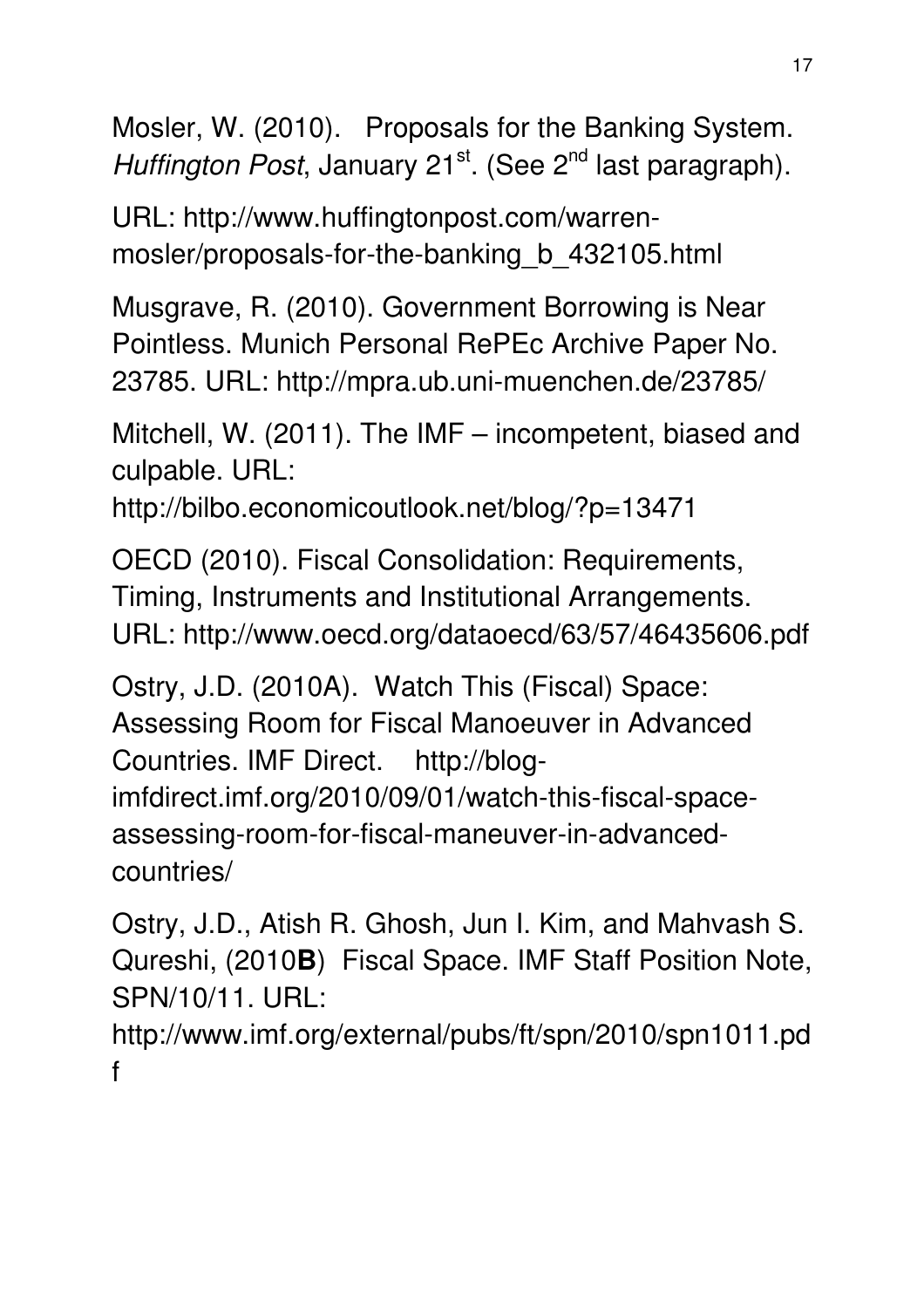Mosler, W. (2010). Proposals for the Banking System. *Huffington Post*, January 21st. (See 2nd last paragraph).

URL: http://www.huffingtonpost.com/warren-mosler/proposals-for-the-banking_b_432105.html

Musgrave, R. (2010). Government Borrowing is Near Pointless. Munich Personal RePEc Archive Paper No. 23785. URL: http://mpra.ub.uni-muenchen.de/23785/

Mitchell, W. (2011). The IMF – incompetent, biased and culpable. URL: http://bilbo.economicoutlook.net/blog/?p=13471

OECD (2010). Fiscal Consolidation: Requirements, Timing, Instruments and Institutional Arrangements. URL: http://www.oecd.org/dataoecd/63/57/46435606.pdf

Ostry, J.D. (2010A). Watch This (Fiscal) Space: Assessing Room for Fiscal Manoeuver in Advanced Countries. IMF Direct. http://blog-imfdirect.imf.org/2010/09/01/watch-this-fiscal-space-assessing-room-for-fiscal-maneuver-in-advanced-countries/

Ostry, J.D., Atish R. Ghosh, Jun I. Kim, and Mahvash S. Qureshi, (2010**B**) Fiscal Space. IMF Staff Position Note, SPN/10/11. URL: http://www.imf.org/external/pubs/ft/spn/2010/spn1011.pdf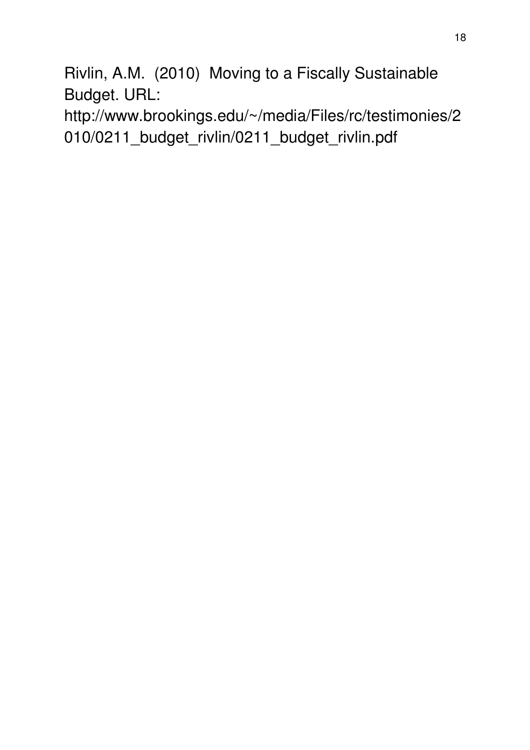Rivlin, A.M.  (2010)  Moving to a Fiscally Sustainable Budget. URL: http://www.brookings.edu/~/media/Files/rc/testimonies/2010/0211_budget_rivlin/0211_budget_rivlin.pdf